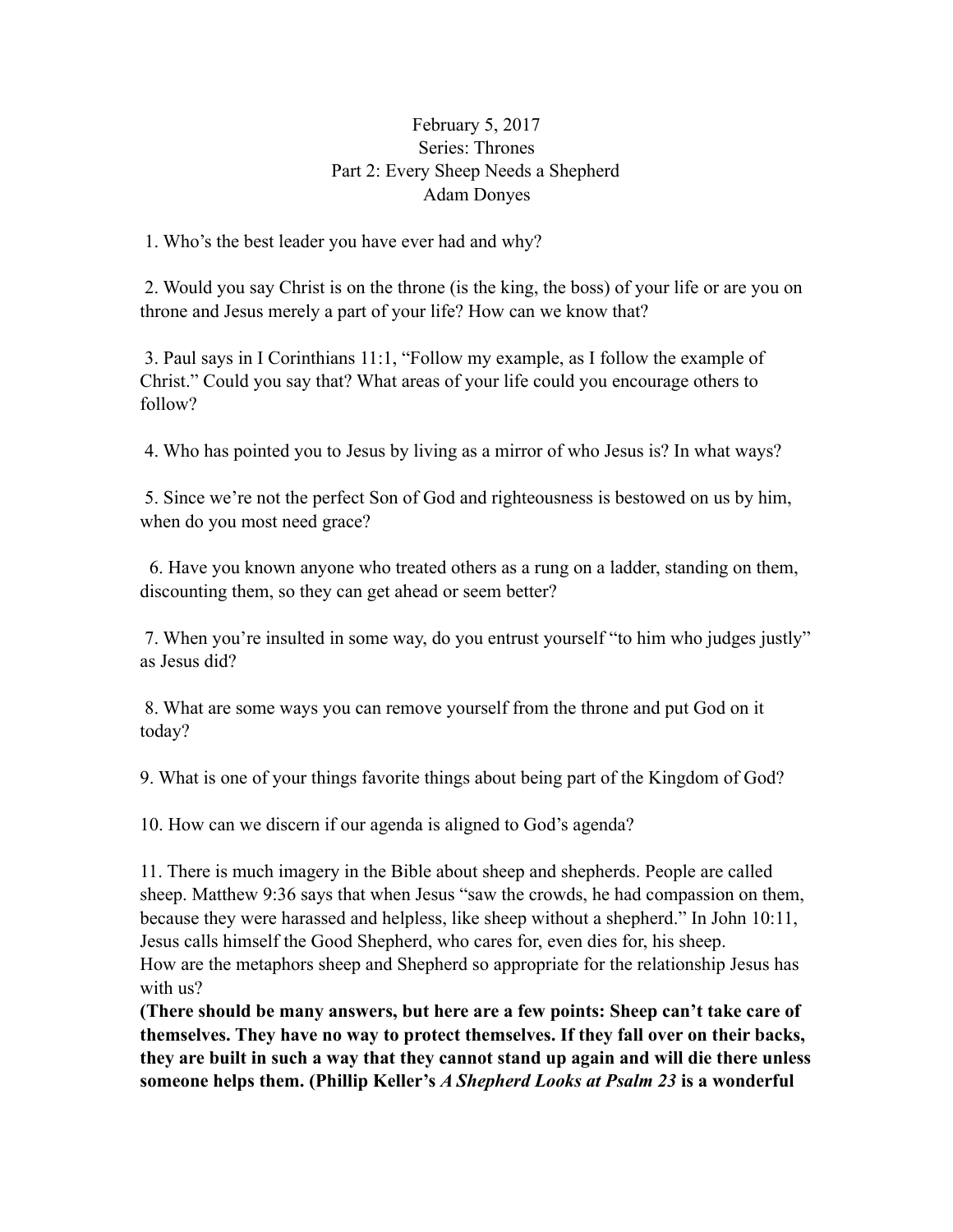February 5, 2017
Series: Thrones
Part 2: Every Sheep Needs a Shepherd
Adam Donyes

1. Who's the best leader you have ever had and why?

2. Would you say Christ is on the throne (is the king, the boss) of your life or are you on throne and Jesus merely a part of your life? How can we know that?

3. Paul says in I Corinthians 11:1, "Follow my example, as I follow the example of Christ." Could you say that? What areas of your life could you encourage others to follow?

4. Who has pointed you to Jesus by living as a mirror of who Jesus is? In what ways?

5. Since we're not the perfect Son of God and righteousness is bestowed on us by him, when do you most need grace?

6. Have you known anyone who treated others as a rung on a ladder, standing on them, discounting them, so they can get ahead or seem better?

7. When you're insulted in some way, do you entrust yourself "to him who judges justly" as Jesus did?

8. What are some ways you can remove yourself from the throne and put God on it today?

9. What is one of your things favorite things about being part of the Kingdom of God?

10. How can we discern if our agenda is aligned to God's agenda?

11. There is much imagery in the Bible about sheep and shepherds. People are called sheep. Matthew 9:36 says that when Jesus "saw the crowds, he had compassion on them, because they were harassed and helpless, like sheep without a shepherd." In John 10:11, Jesus calls himself the Good Shepherd, who cares for, even dies for, his sheep.
How are the metaphors sheep and Shepherd so appropriate for the relationship Jesus has with us?
**(There should be many answers, but here are a few points: Sheep can't take care of themselves. They have no way to protect themselves. If they fall over on their backs, they are built in such a way that they cannot stand up again and will die there unless someone helps them. (Phillip Keller's *A Shepherd Looks at Psalm 23* is a wonderful**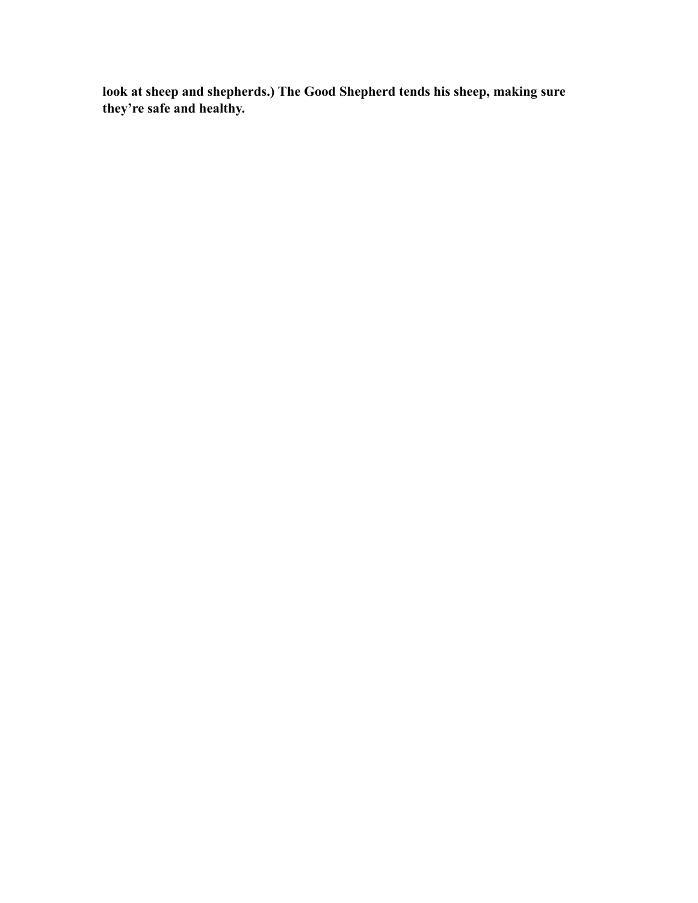**look at sheep and shepherds.) The Good Shepherd tends his sheep, making sure they're safe and healthy.**